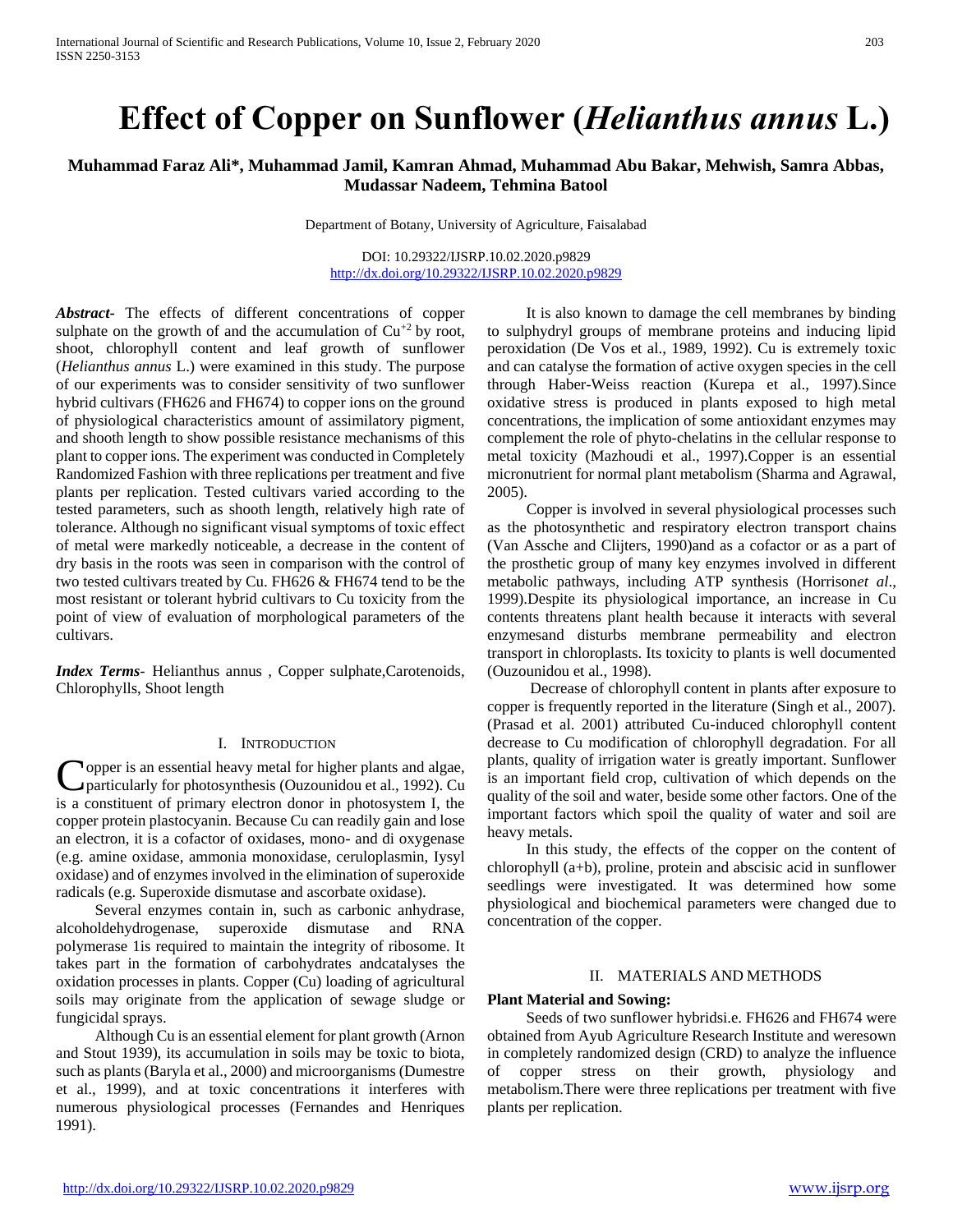# Effect of Copper on Sunflower (*Helianthus annus* L.)

**Muhammad Faraz Ali*, Muhammad Jamil, Kamran Ahmad, Muhammad Abu Bakar, Mehwish, Samra Abbas, Mudassar Nadeem, Tehmina Batool**

Department of Botany, University of Agriculture, Faisalabad

DOI: 10.29322/IJSRP.10.02.2020.p9829
http://dx.doi.org/10.29322/IJSRP.10.02.2020.p9829

***Abstract-*** The effects of different concentrations of copper sulphate on the growth of and the accumulation of $Cu^{+2}$ by root, shoot, chlorophyll content and leaf growth of sunflower (*Helianthus annus* L.) were examined in this study. The purpose of our experiments was to consider sensitivity of two sunflower hybrid cultivars (FH626 and FH674) to copper ions on the ground of physiological characteristics amount of assimilatory pigment, and shooth length to show possible resistance mechanisms of this plant to copper ions. The experiment was conducted in Completely Randomized Fashion with three replications per treatment and five plants per replication. Tested cultivars varied according to the tested parameters, such as shooth length, relatively high rate of tolerance. Although no significant visual symptoms of toxic effect of metal were markedly noticeable, a decrease in the content of dry basis in the roots was seen in comparison with the control of two tested cultivars treated by Cu. FH626 & FH674 tend to be the most resistant or tolerant hybrid cultivars to Cu toxicity from the point of view of evaluation of morphological parameters of the cultivars.

***Index Terms-*** Helianthus annus , Copper sulphate,Carotenoids, Chlorophylls, Shoot length

## I. Introduction

Copper is an essential heavy metal for higher plants and algae, particularly for photosynthesis (Ouzounidou et al., 1992). Cu is a constituent of primary electron donor in photosystem I, the copper protein plastocyanin. Because Cu can readily gain and lose an electron, it is a cofactor of oxidases, mono- and di oxygenase (e.g. amine oxidase, ammonia monoxidase, ceruloplasmin, Iysyl oxidase) and of enzymes involved in the elimination of superoxide radicals (e.g. Superoxide dismutase and ascorbate oxidase).

Several enzymes contain in, such as carbonic anhydrase, alcoholdehydrogenase, superoxide dismutase and RNA polymerase 1is required to maintain the integrity of ribosome. It takes part in the formation of carbohydrates andcatalyses the oxidation processes in plants. Copper (Cu) loading of agricultural soils may originate from the application of sewage sludge or fungicidal sprays.

Although Cu is an essential element for plant growth (Arnon and Stout 1939), its accumulation in soils may be toxic to biota, such as plants (Baryla et al., 2000) and microorganisms (Dumestre et al., 1999), and at toxic concentrations it interferes with numerous physiological processes (Fernandes and Henriques 1991).

It is also known to damage the cell membranes by binding to sulphydryl groups of membrane proteins and inducing lipid peroxidation (De Vos et al., 1989, 1992). Cu is extremely toxic and can catalyse the formation of active oxygen species in the cell through Haber-Weiss reaction (Kurepa et al., 1997).Since oxidative stress is produced in plants exposed to high metal concentrations, the implication of some antioxidant enzymes may complement the role of phyto-chelatins in the cellular response to metal toxicity (Mazhoudi et al., 1997).Copper is an essential micronutrient for normal plant metabolism (Sharma and Agrawal, 2005).

Copper is involved in several physiological processes such as the photosynthetic and respiratory electron transport chains (Van Assche and Clijters, 1990)and as a cofactor or as a part of the prosthetic group of many key enzymes involved in different metabolic pathways, including ATP synthesis (Horrison*et al*., 1999).Despite its physiological importance, an increase in Cu contents threatens plant health because it interacts with several enzymesand disturbs membrane permeability and electron transport in chloroplasts. Its toxicity to plants is well documented (Ouzounidou et al., 1998).

Decrease of chlorophyll content in plants after exposure to copper is frequently reported in the literature (Singh et al., 2007). (Prasad et al. 2001) attributed Cu-induced chlorophyll content decrease to Cu modification of chlorophyll degradation. For all plants, quality of irrigation water is greatly important. Sunflower is an important field crop, cultivation of which depends on the quality of the soil and water, beside some other factors. One of the important factors which spoil the quality of water and soil are heavy metals.

In this study, the effects of the copper on the content of chlorophyll (a+b), proline, protein and abscisic acid in sunflower seedlings were investigated. It was determined how some physiological and biochemical parameters were changed due to concentration of the copper.

## II. Materials and Methods

**Plant Material and Sowing:**

Seeds of two sunflower hybridsi.e. FH626 and FH674 were obtained from Ayub Agriculture Research Institute and weresown in completely randomized design (CRD) to analyze the influence of copper stress on their growth, physiology and metabolism.There were three replications per treatment with five plants per replication.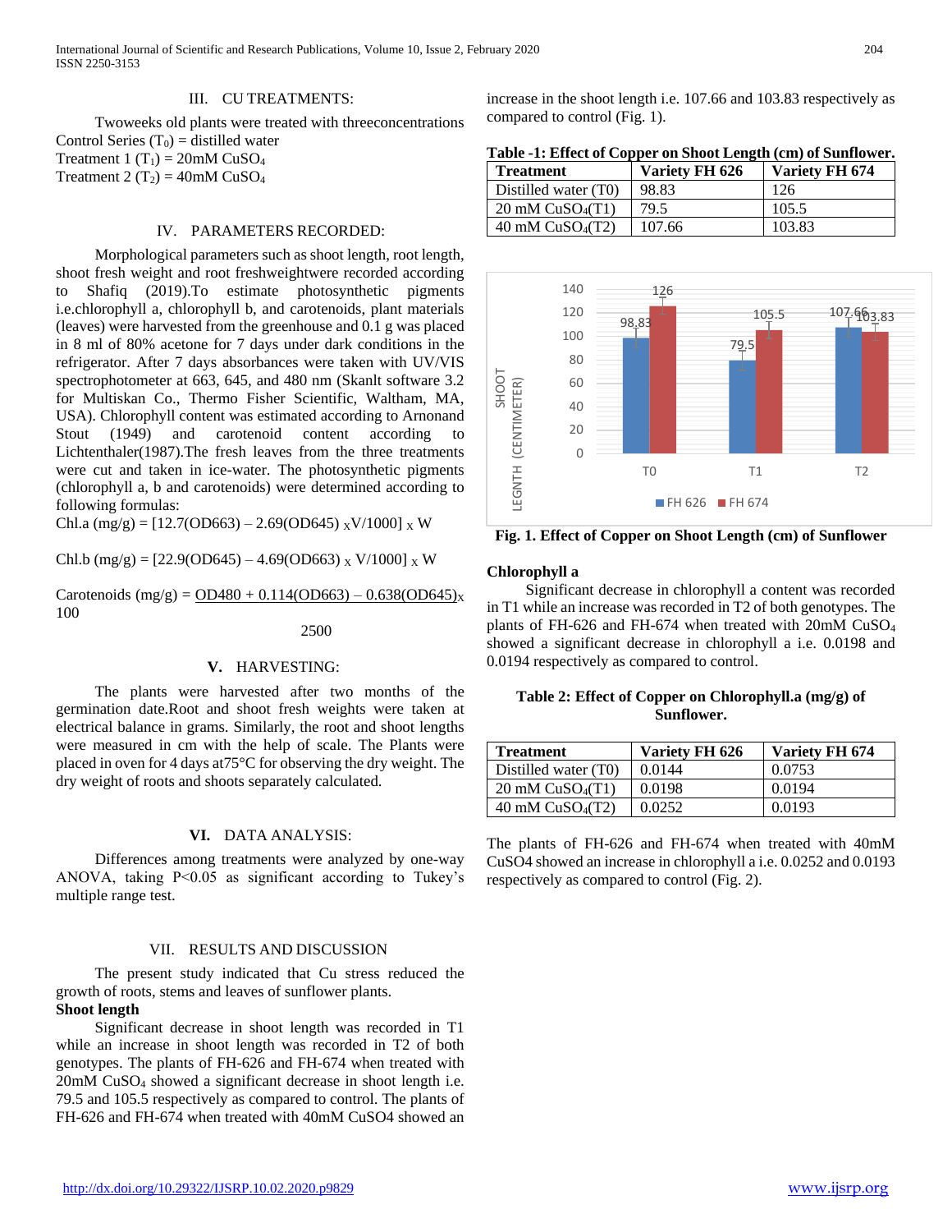## III. CU TREATMENTS:

Twoweeks old plants were treated with threeconcentrations
Control Series ($T_0$) = distilled water
Treatment 1 ($T_1$) = 20mM $CuSO_4$
Treatment 2 ($T_2$) = 40mM $CuSO_4$

## IV. PARAMETERS RECORDED:

Morphological parameters such as shoot length, root length, shoot fresh weight and root freshweightwere recorded according to Shafiq (2019).To estimate photosynthetic pigments i.e.chlorophyll a, chlorophyll b, and carotenoids, plant materials (leaves) were harvested from the greenhouse and 0.1 g was placed in 8 ml of 80% acetone for 7 days under dark conditions in the refrigerator. After 7 days absorbances were taken with UV/VIS spectrophotometer at 663, 645, and 480 nm (Skanlt software 3.2 for Multiskan Co., Thermo Fisher Scientific, Waltham, MA, USA). Chlorophyll content was estimated according to Arnonand Stout (1949) and carotenoid content according to Lichtenthaler(1987).The fresh leaves from the three treatments were cut and taken in ice-water. The photosynthetic pigments (chlorophyll a, b and carotenoids) were determined according to following formulas:

$$\text{Chl.a (mg/g)} = [12.7(\text{OD}663) - 2.69(\text{OD}645) \times \text{V}/1000] \times \text{W}$$

$$\text{Chl.b (mg/g)} = [22.9(\text{OD}645) - 4.69(\text{OD}663) \times \text{V}/1000] \times \text{W}$$

$$\text{Carotenoids (mg/g)} = \frac{\text{OD}480 + 0.114(\text{OD}663) - 0.638(\text{OD}645) \times 100}{2500}$$

## V. HARVESTING:

The plants were harvested after two months of the germination date.Root and shoot fresh weights were taken at electrical balance in grams. Similarly, the root and shoot lengths were measured in cm with the help of scale. The Plants were placed in oven for 4 days at75°C for observing the dry weight. The dry weight of roots and shoots separately calculated.

## VI. DATA ANALYSIS:

Differences among treatments were analyzed by one-way ANOVA, taking $P<0.05$ as significant according to Tukey's multiple range test.

## VII. RESULTS AND DISCUSSION

The present study indicated that Cu stress reduced the growth of roots, stems and leaves of sunflower plants.

**Shoot length**

Significant decrease in shoot length was recorded in T1 while an increase in shoot length was recorded in T2 of both genotypes. The plants of FH-626 and FH-674 when treated with 20mM $CuSO_4$ showed a significant decrease in shoot length i.e. 79.5 and 105.5 respectively as compared to control. The plants of FH-626 and FH-674 when treated with 40mM CuSO4 showed an increase in the shoot length i.e. 107.66 and 103.83 respectively as compared to control (Fig. 1).

**Table -1: Effect of Copper on Shoot Length (cm) of Sunflower.**

| Treatment | Variety FH 626 | Variety FH 674 |
|---|---|---|
| Distilled water (T0) | 98.83 | 126 |
| 20 mM $CuSO_4$(T1) | 79.5 | 105.5 |
| 40 mM $CuSO_4$(T2) | 107.66 | 103.83 |

**Fig. 1. Effect of Copper on Shoot Length (cm) of Sunflower**

**Chlorophyll a**

Significant decrease in chlorophyll a content was recorded in T1 while an increase was recorded in T2 of both genotypes. The plants of FH-626 and FH-674 when treated with 20mM $CuSO_4$ showed a significant decrease in chlorophyll a i.e. 0.0198 and 0.0194 respectively as compared to control.

**Table 2: Effect of Copper on Chlorophyll.a (mg/g) of Sunflower.**

| Treatment | Variety FH 626 | Variety FH 674 |
|---|---|---|
| Distilled water (T0) | 0.0144 | 0.0753 |
| 20 mM $CuSO_4$(T1) | 0.0198 | 0.0194 |
| 40 mM $CuSO_4$(T2) | 0.0252 | 0.0193 |

The plants of FH-626 and FH-674 when treated with 40mM CuSO4 showed an increase in chlorophyll a i.e. 0.0252 and 0.0193 respectively as compared to control (Fig. 2).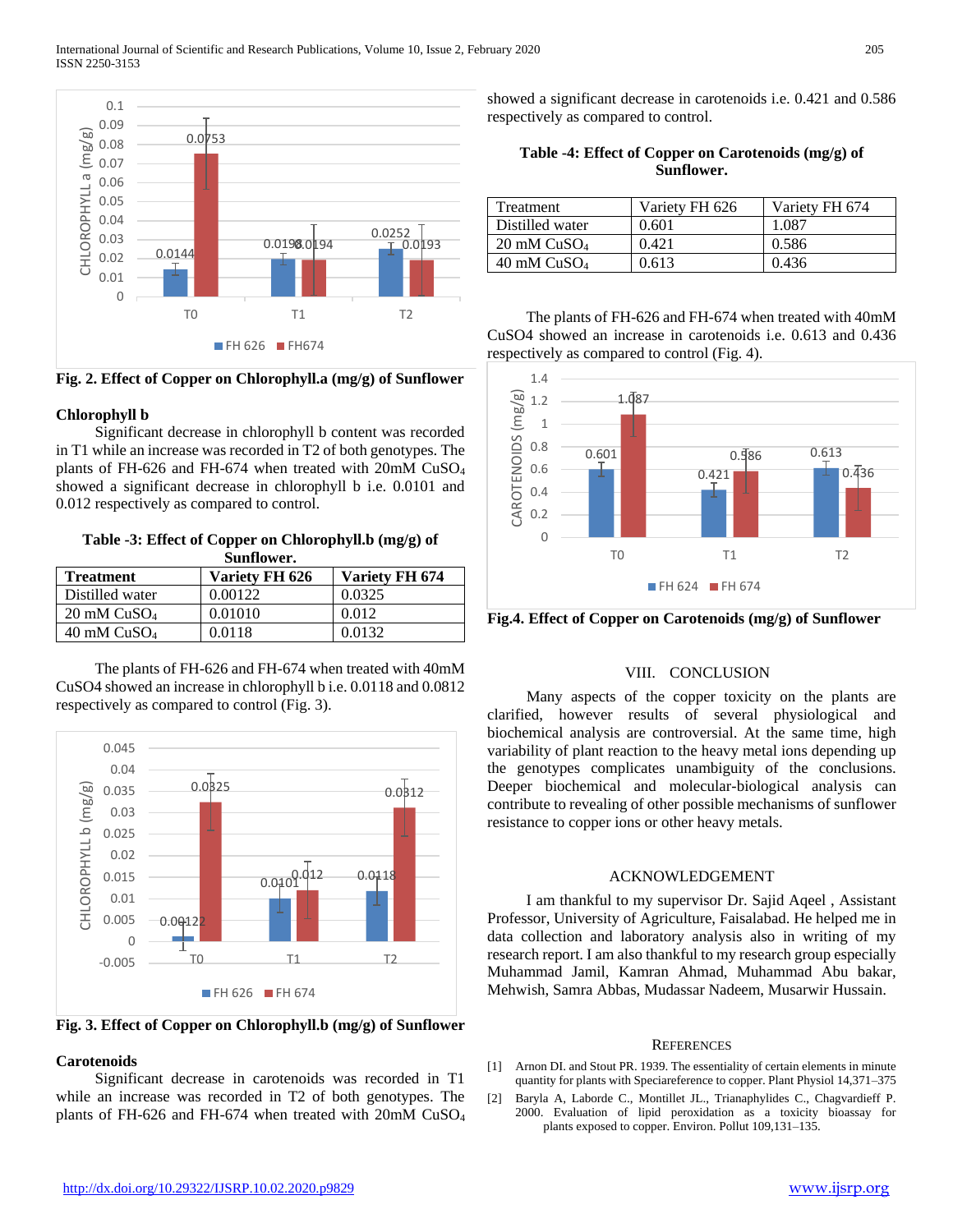Fig. 2. Effect of Copper on Chlorophyll.a (mg/g) of Sunflower

### Chlorophyll b

Significant decrease in chlorophyll b content was recorded in T1 while an increase was recorded in T2 of both genotypes. The plants of FH-626 and FH-674 when treated with 20mM $CuSO_4$ showed a significant decrease in chlorophyll b i.e. 0.0101 and 0.012 respectively as compared to control.

**Table -3: Effect of Copper on Chlorophyll.b (mg/g) of Sunflower.**

| Treatment | Variety FH 626 | Variety FH 674 |
|---|---|---|
| Distilled water | 0.00122 | 0.0325 |
| 20 mM $CuSO_4$ | 0.01010 | 0.012 |
| 40 mM $CuSO_4$ | 0.0118 | 0.0132 |

The plants of FH-626 and FH-674 when treated with 40mM CuSO4 showed an increase in chlorophyll b i.e. 0.0118 and 0.0812 respectively as compared to control (Fig. 3).

Fig. 3. Effect of Copper on Chlorophyll.b (mg/g) of Sunflower

### Carotenoids

Significant decrease in carotenoids was recorded in T1 while an increase was recorded in T2 of both genotypes. The plants of FH-626 and FH-674 when treated with 20mM $CuSO_4$ showed a significant decrease in carotenoids i.e. 0.421 and 0.586 respectively as compared to control.

**Table -4: Effect of Copper on Carotenoids (mg/g) of Sunflower.**

| Treatment | Variety FH 626 | Variety FH 674 |
|---|---|---|
| Distilled water | 0.601 | 1.087 |
| 20 mM $CuSO_4$ | 0.421 | 0.586 |
| 40 mM $CuSO_4$ | 0.613 | 0.436 |

The plants of FH-626 and FH-674 when treated with 40mM CuSO4 showed an increase in carotenoids i.e. 0.613 and 0.436 respectively as compared to control (Fig. 4).

Fig.4. Effect of Copper on Carotenoids (mg/g) of Sunflower

## VIII. CONCLUSION

Many aspects of the copper toxicity on the plants are clarified, however results of several physiological and biochemical analysis are controversial. At the same time, high variability of plant reaction to the heavy metal ions depending up the genotypes complicates unambiguity of the conclusions. Deeper biochemical and molecular-biological analysis can contribute to revealing of other possible mechanisms of sunflower resistance to copper ions or other heavy metals.

## ACKNOWLEDGEMENT

I am thankful to my supervisor Dr. Sajid Aqeel , Assistant Professor, University of Agriculture, Faisalabad. He helped me in data collection and laboratory analysis also in writing of my research report. I am also thankful to my research group especially Muhammad Jamil, Kamran Ahmad, Muhammad Abu bakar, Mehwish, Samra Abbas, Mudassar Nadeem, Musarwir Hussain.

## REFERENCES

[1] Arnon DI. and Stout PR. 1939. The essentiality of certain elements in minute quantity for plants with Speciareference to copper. Plant Physiol 14,371–375

[2] Baryla A, Laborde C., Montillet JL., Trianaphylides C., Chagvardieff P. 2000. Evaluation of lipid peroxidation as a toxicity bioassay for plants exposed to copper. Environ. Pollut 109,131–135.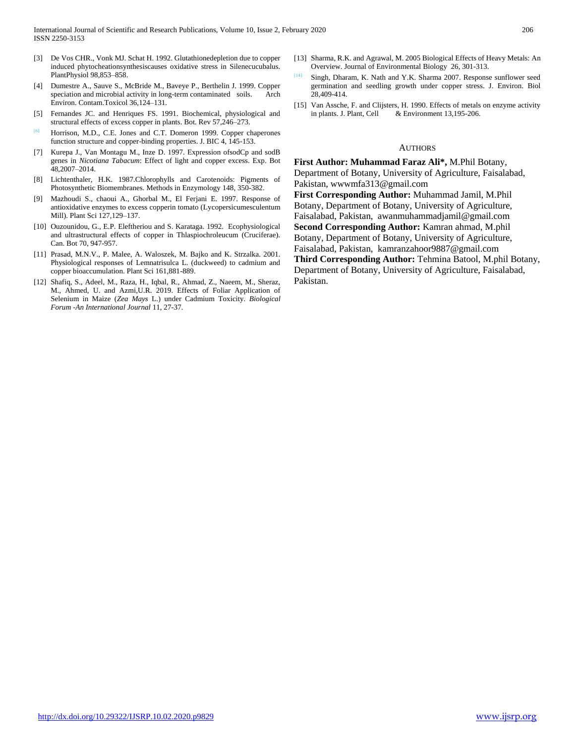[3] De Vos CHR., Vonk MJ. Schat H. 1992. Glutathionedepletion due to copper induced phytocheationsynthesiscauses oxidative stress in Silenecucubalus. PlantPhysiol 98,853–858.

[4] Dumestre A., Sauve S., McBride M., Baveye P., Berthelin J. 1999. Copper speciation and microbial activity in long-term contaminated soils. Arch Environ. Contam.Toxicol 36,124–131.

[5] Fernandes JC. and Henriques FS. 1991. Biochemical, physiological and structural effects of excess copper in plants. Bot. Rev 57,246–273.

[6] Horrison, M.D., C.E. Jones and C.T. Domeron 1999. Copper chaperones function structure and copper-binding properties. J. BIC 4, 145-153.

[7] Kurepa J., Van Montagu M., Inze D. 1997. Expression ofsodCp and sodB genes in *Nicotiana Tabacum*: Effect of light and copper excess. Exp. Bot 48,2007–2014.

[8] Lichtenthaler, H.K. 1987.Chlorophylls and Carotenoids: Pigments of Photosynthetic Biomembranes. Methods in Enzymology 148, 350-382.

[9] Mazhoudi S., chaoui A., Ghorbal M., El Ferjani E. 1997. Response of antioxidative enzymes to excess copperin tomato (Lycopersicumesculentum Mill). Plant Sci 127,129–137.

[10] Ouzounidou, G., E.P. Eleftheriou and S. Karataga. 1992. Ecophysiological and ultrastructural effects of copper in Thlaspiochroleucum (Cruciferae). Can. Bot 70, 947-957.

[11] Prasad, M.N.V., P. Malee, A. Waloszek, M. Bajko and K. Strzalka. 2001. Physiological responses of Lemnatrisulca L. (duckweed) to cadmium and copper bioaccumulation. Plant Sci 161,881-889.

[12] Shafiq, S., Adeel, M., Raza, H., Iqbal, R., Ahmad, Z., Naeem, M., Sheraz, M., Ahmed, U. and Azmi,U.R. 2019. Effects of Foliar Application of Selenium in Maize (*Zea Mays* L.) under Cadmium Toxicity. *Biological Forum -An International Journal* 11, 27-37.

[13] Sharma, R.K. and Agrawal, M. 2005 Biological Effects of Heavy Metals: An Overview. Journal of Environmental Biology 26, 301-313.

[14] Singh, Dharam, K. Nath and Y.K. Sharma 2007. Response sunflower seed germination and seedling growth under copper stress. J. Environ. Biol 28,409-414.

[15] Van Assche, F. and Clijsters, H. 1990. Effects of metals on enzyme activity in plants. J. Plant, Cell & Environment 13,195-206.

## AUTHORS

**First Author: Muhammad Faraz Ali\*,** M.Phil Botany, Department of Botany, University of Agriculture, Faisalabad, Pakistan, wwwmfa313@gmail.com

**First Corresponding Author:** Muhammad Jamil, M.Phil Botany, Department of Botany, University of Agriculture, Faisalabad, Pakistan, awanmuhammadjamil@gmail.com

**Second Corresponding Author:** Kamran ahmad, M.phil Botany, Department of Botany, University of Agriculture, Faisalabad, Pakistan, kamranzahoor9887@gmail.com

**Third Corresponding Author:** Tehmina Batool, M.phil Botany, Department of Botany, University of Agriculture, Faisalabad, Pakistan.